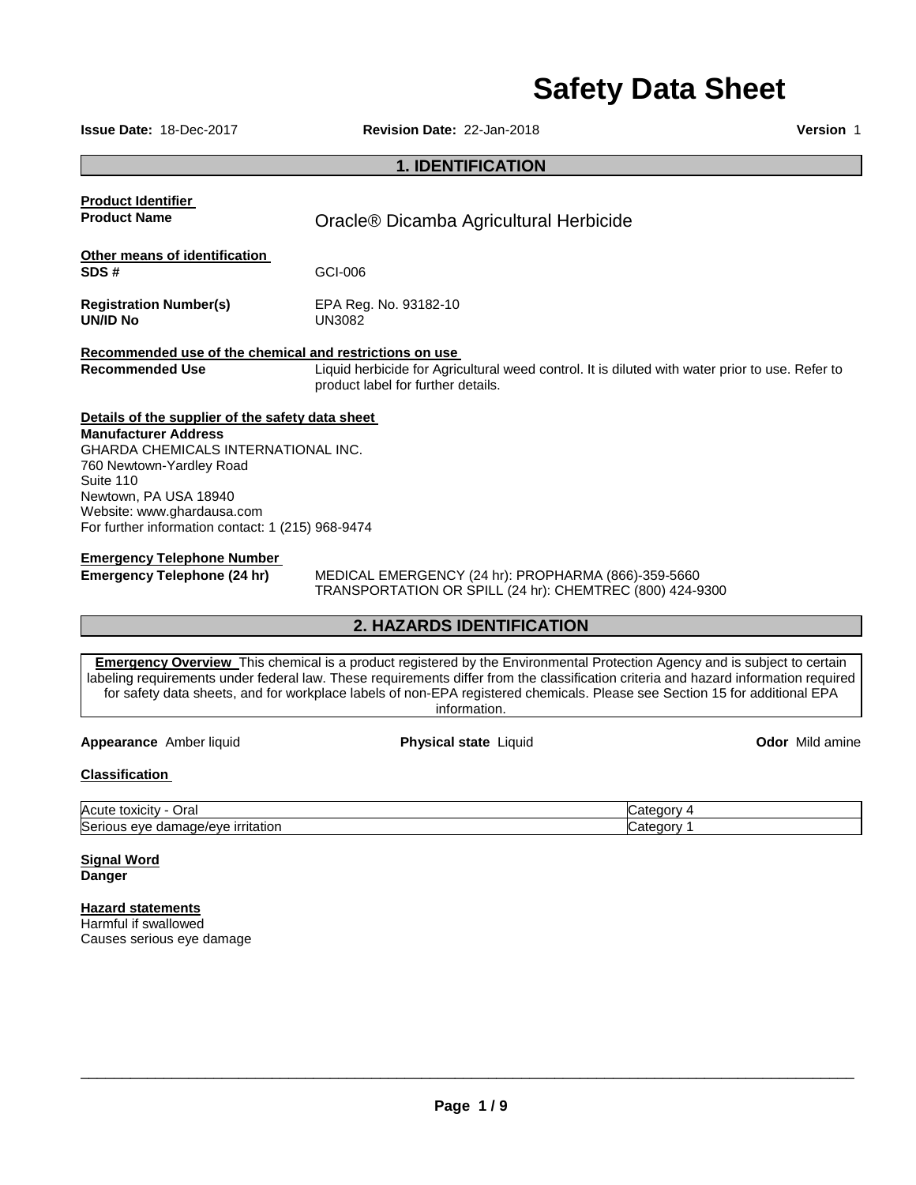# Safety Data Sheet

**Issue Date:** 18-Dec-2017 **Revision Date:** 22-Jan-2018 **Version** 1

## 1. IDENTIFICATION

**Product Identifier**

**Product Name** Oracle® Dicamba Agricultural Herbicide

**Other means of identification**

**SDS #** GCI-006

**Registration Number(s)** EPA Reg. No. 93182-10

**UN/ID No** UN3082

**Recommended use of the chemical and restrictions on use**

**Recommended Use** Liquid herbicide for Agricultural weed control. It is diluted with water prior to use. Refer to product label for further details.

**Details of the supplier of the safety data sheet**

**Manufacturer Address**
GHARDA CHEMICALS INTERNATIONAL INC.
760 Newtown-Yardley Road
Suite 110
Newtown, PA USA 18940
Website: www.ghardausa.com
For further information contact: 1 (215) 968-9474

**Emergency Telephone Number**

**Emergency Telephone (24 hr)** MEDICAL EMERGENCY (24 hr): PROPHARMA (866)-359-5660
TRANSPORTATION OR SPILL (24 hr): CHEMTREC (800) 424-9300

## 2. HAZARDS IDENTIFICATION

**Emergency Overview** This chemical is a product registered by the Environmental Protection Agency and is subject to certain labeling requirements under federal law. These requirements differ from the classification criteria and hazard information required for safety data sheets, and for workplace labels of non-EPA registered chemicals. Please see Section 15 for additional EPA information.

**Appearance** Amber liquid **Physical state** Liquid **Odor** Mild amine

**Classification**

| | |
|---|---|
| Acute toxicity - Oral | Category 4 |
| Serious eye damage/eye irritation | Category 1 |

**Signal Word**
**Danger**

**Hazard statements**
Harmful if swallowed
Causes serious eye damage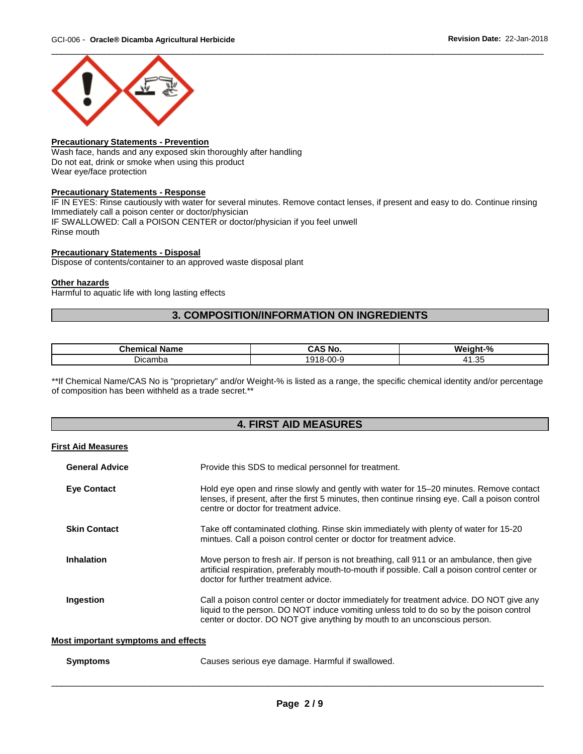**Precautionary Statements - Prevention**

Wash face, hands and any exposed skin thoroughly after handling
Do not eat, drink or smoke when using this product
Wear eye/face protection

**Precautionary Statements - Response**

IF IN EYES: Rinse cautiously with water for several minutes. Remove contact lenses, if present and easy to do. Continue rinsing
Immediately call a poison center or doctor/physician
IF SWALLOWED: Call a POISON CENTER or doctor/physician if you feel unwell
Rinse mouth

**Precautionary Statements - Disposal**

Dispose of contents/container to an approved waste disposal plant

**Other hazards**

Harmful to aquatic life with long lasting effects

## 3. COMPOSITION/INFORMATION ON INGREDIENTS

| Chemical Name | CAS No. | Weight-% |
|---|---|---|
| Dicamba | 1918-00-9 | 41.35 |

**If Chemical Name/CAS No is "proprietary" and/or Weight-% is listed as a range, the specific chemical identity and/or percentage of composition has been withheld as a trade secret.**

## 4. FIRST AID MEASURES

**First Aid Measures**

**General Advice** Provide this SDS to medical personnel for treatment.

**Eye Contact** Hold eye open and rinse slowly and gently with water for 15–20 minutes. Remove contact lenses, if present, after the first 5 minutes, then continue rinsing eye. Call a poison control centre or doctor for treatment advice.

**Skin Contact** Take off contaminated clothing. Rinse skin immediately with plenty of water for 15-20 mintues. Call a poison control center or doctor for treatment advice.

**Inhalation** Move person to fresh air. If person is not breathing, call 911 or an ambulance, then give artificial respiration, preferably mouth-to-mouth if possible. Call a poison control center or doctor for further treatment advice.

**Ingestion** Call a poison control center or doctor immediately for treatment advice. DO NOT give any liquid to the person. DO NOT induce vomiting unless told to do so by the poison control center or doctor. DO NOT give anything by mouth to an unconscious person.

**Most important symptoms and effects**

**Symptoms** Causes serious eye damage. Harmful if swallowed.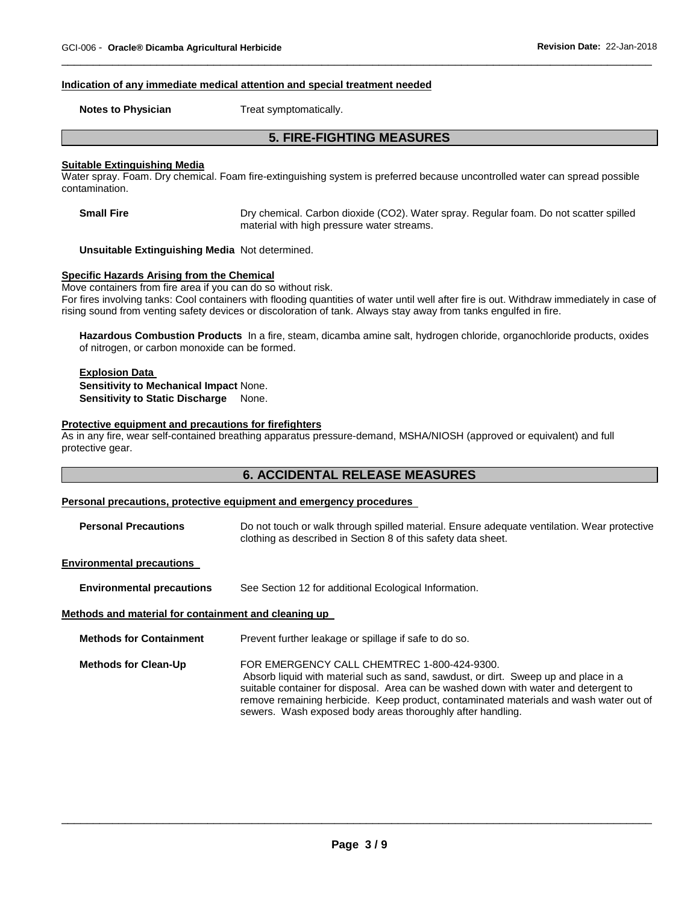#### Indication of any immediate medical attention and special treatment needed

**Notes to Physician** Treat symptomatically.

## 5. FIRE-FIGHTING MEASURES

#### Suitable Extinguishing Media

Water spray. Foam. Dry chemical. Foam fire-extinguishing system is preferred because uncontrolled water can spread possible contamination.

**Small Fire** Dry chemical. Carbon dioxide ($CO_2$). Water spray. Regular foam. Do not scatter spilled material with high pressure water streams.

**Unsuitable Extinguishing Media** Not determined.

#### Specific Hazards Arising from the Chemical

Move containers from fire area if you can do so without risk.

For fires involving tanks: Cool containers with flooding quantities of water until well after fire is out. Withdraw immediately in case of rising sound from venting safety devices or discoloration of tank. Always stay away from tanks engulfed in fire.

**Hazardous Combustion Products** In a fire, steam, dicamba amine salt, hydrogen chloride, organochloride products, oxides of nitrogen, or carbon monoxide can be formed.

**Explosion Data**

**Sensitivity to Mechanical Impact** None.

**Sensitivity to Static Discharge** None.

#### Protective equipment and precautions for firefighters

As in any fire, wear self-contained breathing apparatus pressure-demand, MSHA/NIOSH (approved or equivalent) and full protective gear.

## 6. ACCIDENTAL RELEASE MEASURES

#### Personal precautions, protective equipment and emergency procedures

**Personal Precautions** Do not touch or walk through spilled material. Ensure adequate ventilation. Wear protective clothing as described in Section 8 of this safety data sheet.

#### Environmental precautions

**Environmental precautions** See Section 12 for additional Ecological Information.

#### Methods and material for containment and cleaning up

**Methods for Containment** Prevent further leakage or spillage if safe to do so.

**Methods for Clean-Up** FOR EMERGENCY CALL CHEMTREC 1-800-424-9300.
Absorb liquid with material such as sand, sawdust, or dirt. Sweep up and place in a suitable container for disposal. Area can be washed down with water and detergent to remove remaining herbicide. Keep product, contaminated materials and wash water out of sewers. Wash exposed body areas thoroughly after handling.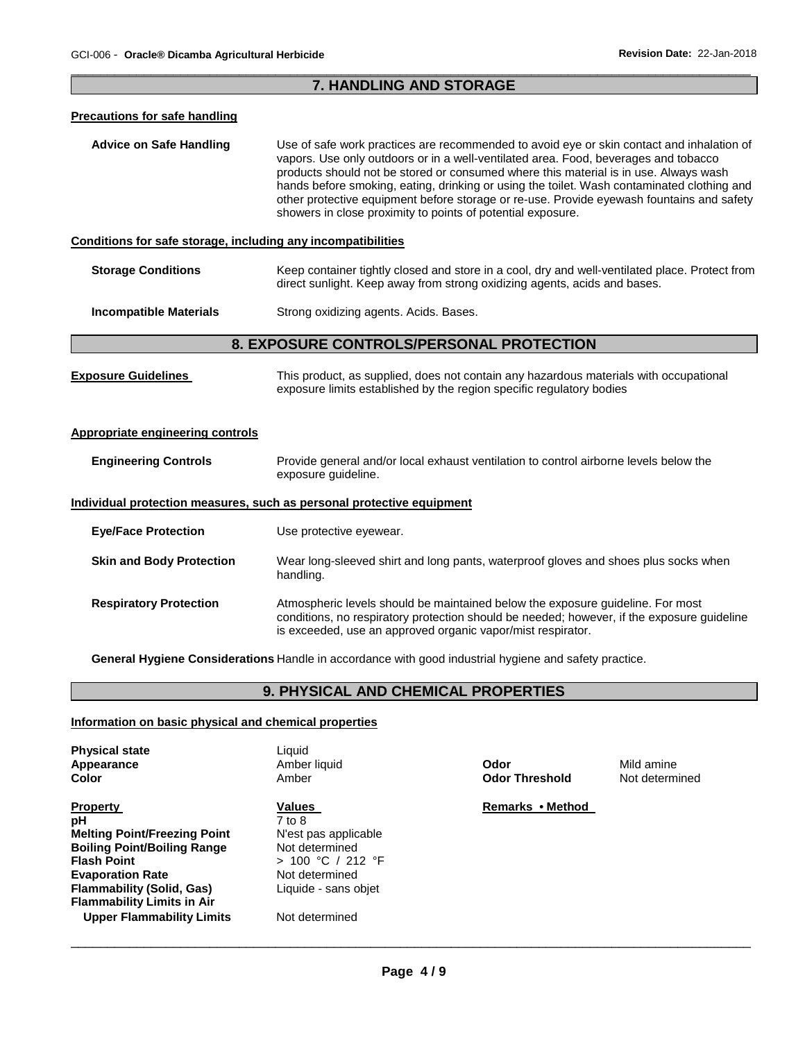## 7. HANDLING AND STORAGE

**Precautions for safe handling**

**Advice on Safe Handling** Use of safe work practices are recommended to avoid eye or skin contact and inhalation of vapors. Use only outdoors or in a well-ventilated area. Food, beverages and tobacco products should not be stored or consumed where this material is in use. Always wash hands before smoking, eating, drinking or using the toilet. Wash contaminated clothing and other protective equipment before storage or re-use. Provide eyewash fountains and safety showers in close proximity to points of potential exposure.

**Conditions for safe storage, including any incompatibilities**

**Storage Conditions** Keep container tightly closed and store in a cool, dry and well-ventilated place. Protect from direct sunlight. Keep away from strong oxidizing agents, acids and bases.

**Incompatible Materials** Strong oxidizing agents. Acids. Bases.

## 8. EXPOSURE CONTROLS/PERSONAL PROTECTION

**Exposure Guidelines** This product, as supplied, does not contain any hazardous materials with occupational exposure limits established by the region specific regulatory bodies

**Appropriate engineering controls**

**Engineering Controls** Provide general and/or local exhaust ventilation to control airborne levels below the exposure guideline.

**Individual protection measures, such as personal protective equipment**

**Eye/Face Protection** Use protective eyewear.

**Skin and Body Protection** Wear long-sleeved shirt and long pants, waterproof gloves and shoes plus socks when handling.

**Respiratory Protection** Atmospheric levels should be maintained below the exposure guideline. For most conditions, no respiratory protection should be needed; however, if the exposure guideline is exceeded, use an approved organic vapor/mist respirator.

**General Hygiene Considerations** Handle in accordance with good industrial hygiene and safety practice.

## 9. PHYSICAL AND CHEMICAL PROPERTIES

**Information on basic physical and chemical properties**

**Physical state** Liquid
**Appearance** Amber liquid
**Color** Amber
**Odor** Mild amine
**Odor Threshold** Not determined

| Property | Values | Remarks • Method |
|---|---|---|
| **pH** | 7 to 8 | |
| **Melting Point/Freezing Point** | N'est pas applicable | |
| **Boiling Point/Boiling Range** | Not determined | |
| **Flash Point** | > 100 °C / 212 °F | |
| **Evaporation Rate** | Not determined | |
| **Flammability (Solid, Gas)** | Liquide - sans objet | |
| **Flammability Limits in Air** | | |
| **Upper Flammability Limits** | Not determined | |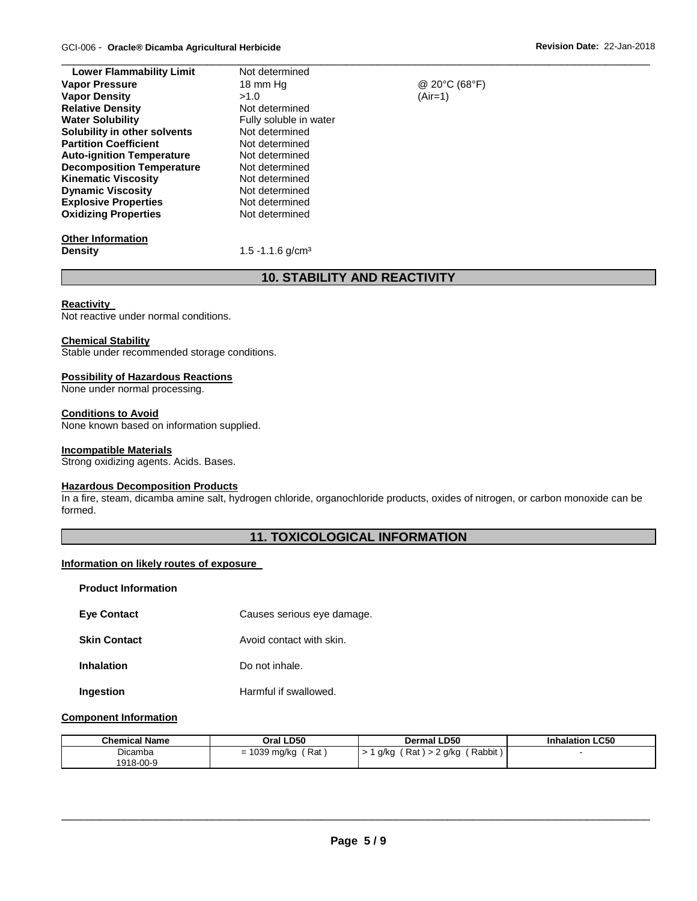| | | |
|---|---|---|
| **Lower Flammability Limit** | Not determined | |
| **Vapor Pressure** | 18 mm Hg | @ 20°C (68°F) |
| **Vapor Density** | >1.0 | (Air=1) |
| **Relative Density** | Not determined | |
| **Water Solubility** | Fully soluble in water | |
| **Solubility in other solvents** | Not determined | |
| **Partition Coefficient** | Not determined | |
| **Auto-ignition Temperature** | Not determined | |
| **Decomposition Temperature** | Not determined | |
| **Kinematic Viscosity** | Not determined | |
| **Dynamic Viscosity** | Not determined | |
| **Explosive Properties** | Not determined | |
| **Oxidizing Properties** | Not determined | |

**Other Information**

**Density** 1.5 -1.1.6 g/cm³

## 10. STABILITY AND REACTIVITY

**Reactivity**

Not reactive under normal conditions.

**Chemical Stability**

Stable under recommended storage conditions.

**Possibility of Hazardous Reactions**

None under normal processing.

**Conditions to Avoid**

None known based on information supplied.

**Incompatible Materials**

Strong oxidizing agents. Acids. Bases.

**Hazardous Decomposition Products**

In a fire, steam, dicamba amine salt, hydrogen chloride, organochloride products, oxides of nitrogen, or carbon monoxide can be formed.

## 11. TOXICOLOGICAL INFORMATION

**Information on likely routes of exposure**

**Product Information**

**Eye Contact** Causes serious eye damage.

**Skin Contact** Avoid contact with skin.

**Inhalation** Do not inhale.

**Ingestion** Harmful if swallowed.

**Component Information**

| Chemical Name | Oral LD50 | Dermal LD50 | Inhalation LC50 |
|---|---|---|---|
| Dicamba 1918-00-9 | = 1039 mg/kg ( Rat ) | > 1 g/kg ( Rat ) > 2 g/kg ( Rabbit ) | - |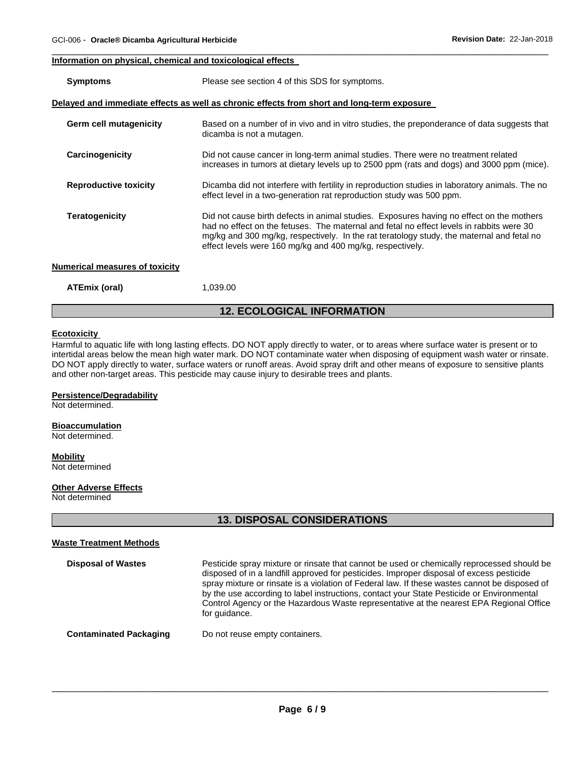**Information on physical, chemical and toxicological effects**

**Symptoms** Please see section 4 of this SDS for symptoms.

**Delayed and immediate effects as well as chronic effects from short and long-term exposure**

**Germ cell mutagenicity** Based on a number of in vivo and in vitro studies, the preponderance of data suggests that dicamba is not a mutagen.

**Carcinogenicity** Did not cause cancer in long-term animal studies. There were no treatment related increases in tumors at dietary levels up to 2500 ppm (rats and dogs) and 3000 ppm (mice).

**Reproductive toxicity** Dicamba did not interfere with fertility in reproduction studies in laboratory animals. The no effect level in a two-generation rat reproduction study was 500 ppm.

**Teratogenicity** Did not cause birth defects in animal studies. Exposures having no effect on the mothers had no effect on the fetuses. The maternal and fetal no effect levels in rabbits were 30 mg/kg and 300 mg/kg, respectively. In the rat teratology study, the maternal and fetal no effect levels were 160 mg/kg and 400 mg/kg, respectively.

**Numerical measures of toxicity**

**ATEmix (oral)** 1,039.00

## 12. ECOLOGICAL INFORMATION

**Ecotoxicity**

Harmful to aquatic life with long lasting effects. DO NOT apply directly to water, or to areas where surface water is present or to intertidal areas below the mean high water mark. DO NOT contaminate water when disposing of equipment wash water or rinsate. DO NOT apply directly to water, surface waters or runoff areas. Avoid spray drift and other means of exposure to sensitive plants and other non-target areas. This pesticide may cause injury to desirable trees and plants.

**Persistence/Degradability**

Not determined.

**Bioaccumulation**

Not determined.

**Mobility**

Not determined

**Other Adverse Effects**

Not determined

## 13. DISPOSAL CONSIDERATIONS

**Waste Treatment Methods**

**Disposal of Wastes** Pesticide spray mixture or rinsate that cannot be used or chemically reprocessed should be disposed of in a landfill approved for pesticides. Improper disposal of excess pesticide spray mixture or rinsate is a violation of Federal law. If these wastes cannot be disposed of by the use according to label instructions, contact your State Pesticide or Environmental Control Agency or the Hazardous Waste representative at the nearest EPA Regional Office for guidance.

**Contaminated Packaging** Do not reuse empty containers.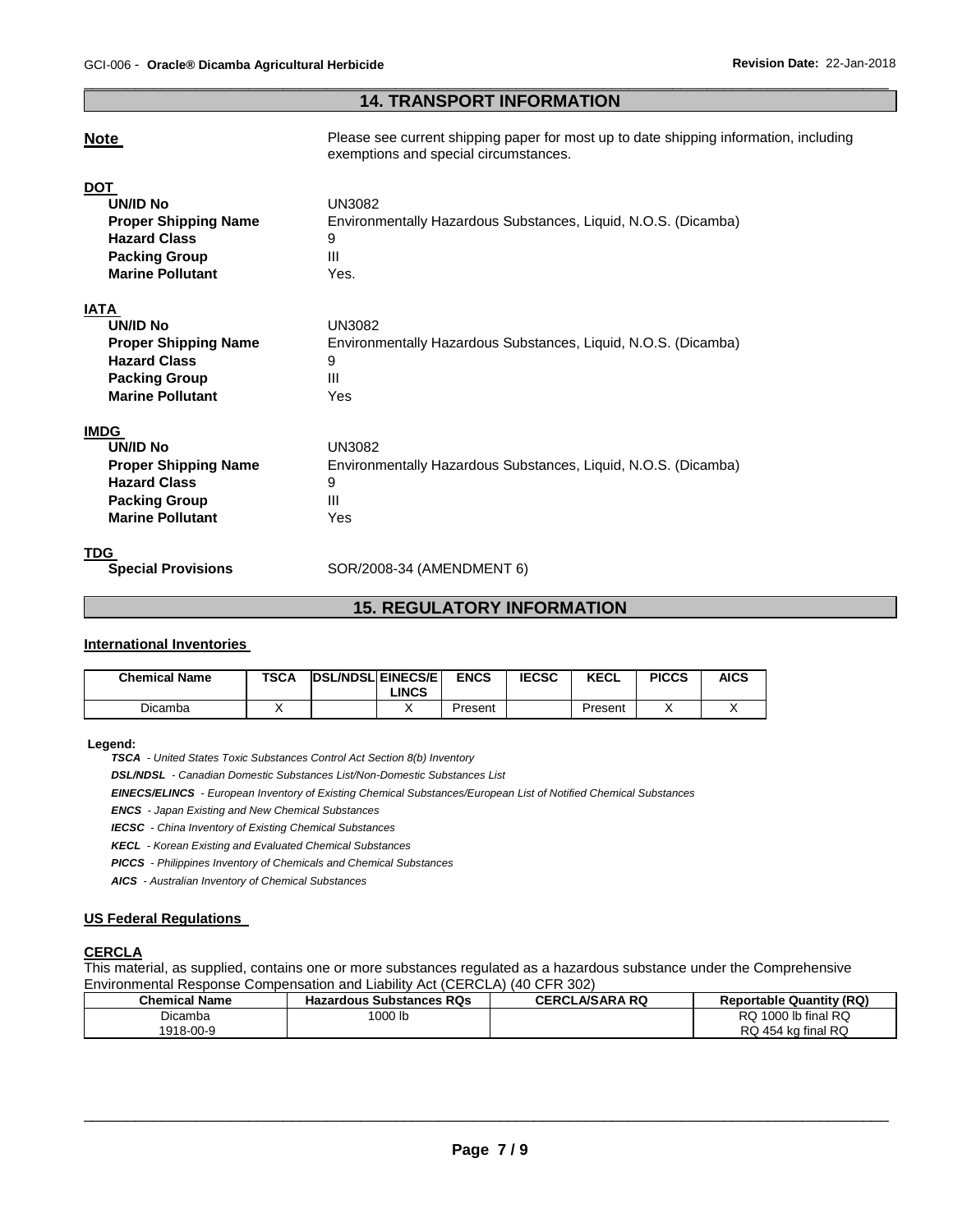## 14. TRANSPORT INFORMATION

**Note** Please see current shipping paper for most up to date shipping information, including exemptions and special circumstances.

**DOT**

| | |
|---|---|
| **UN/ID No** | UN3082 |
| **Proper Shipping Name** | Environmentally Hazardous Substances, Liquid, N.O.S. (Dicamba) |
| **Hazard Class** | 9 |
| **Packing Group** | III |
| **Marine Pollutant** | Yes. |

**IATA**

| | |
|---|---|
| **UN/ID No** | UN3082 |
| **Proper Shipping Name** | Environmentally Hazardous Substances, Liquid, N.O.S. (Dicamba) |
| **Hazard Class** | 9 |
| **Packing Group** | III |
| **Marine Pollutant** | Yes |

**IMDG**

| | |
|---|---|
| **UN/ID No** | UN3082 |
| **Proper Shipping Name** | Environmentally Hazardous Substances, Liquid, N.O.S. (Dicamba) |
| **Hazard Class** | 9 |
| **Packing Group** | III |
| **Marine Pollutant** | Yes |

**TDG**

| | |
|---|---|
| **Special Provisions** | SOR/2008-34 (AMENDMENT 6) |

## 15. REGULATORY INFORMATION

### International Inventories

| Chemical Name | TSCA | DSL/NDSL | EINECS/ELINCS | ENCS | IECSC | KECL | PICCS | AICS |
|---|---|---|---|---|---|---|---|---|
| Dicamba | X | | X | Present | | Present | X | X |

**Legend:**

***TSCA*** *- United States Toxic Substances Control Act Section 8(b) Inventory*

***DSL/NDSL*** *- Canadian Domestic Substances List/Non-Domestic Substances List*

***EINECS/ELINCS*** *- European Inventory of Existing Chemical Substances/European List of Notified Chemical Substances*

***ENCS*** *- Japan Existing and New Chemical Substances*

***IECSC*** *- China Inventory of Existing Chemical Substances*

***KECL*** *- Korean Existing and Evaluated Chemical Substances*

***PICCS*** *- Philippines Inventory of Chemicals and Chemical Substances*

***AICS*** *- Australian Inventory of Chemical Substances*

### US Federal Regulations

**CERCLA**

This material, as supplied, contains one or more substances regulated as a hazardous substance under the Comprehensive Environmental Response Compensation and Liability Act (CERCLA) (40 CFR 302)

| Chemical Name | Hazardous Substances RQs | CERCLA/SARA RQ | Reportable Quantity (RQ) |
|---|---|---|---|
| Dicamba<br>1918-00-9 | 1000 lb | | RQ 1000 lb final RQ<br>RQ 454 kg final RQ |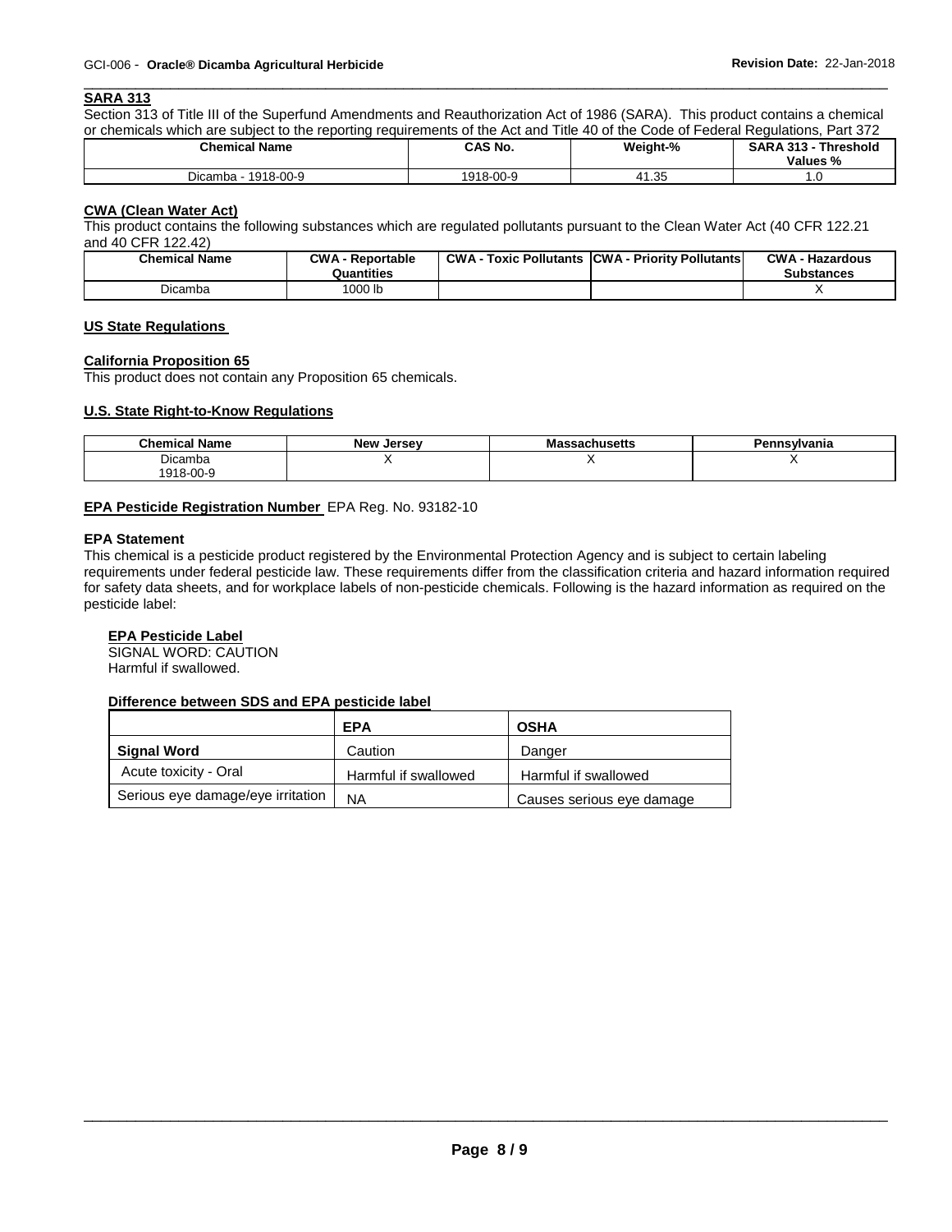## SARA 313

Section 313 of Title III of the Superfund Amendments and Reauthorization Act of 1986 (SARA). This product contains a chemical or chemicals which are subject to the reporting requirements of the Act and Title 40 of the Code of Federal Regulations, Part 372

| Chemical Name | CAS No. | Weight-% | SARA 313 - Threshold Values % |
|---|---|---|---|
| Dicamba - 1918-00-9 | 1918-00-9 | 41.35 | 1.0 |

## CWA (Clean Water Act)

This product contains the following substances which are regulated pollutants pursuant to the Clean Water Act (40 CFR 122.21 and 40 CFR 122.42)

| Chemical Name | CWA - Reportable Quantities | CWA - Toxic Pollutants | CWA - Priority Pollutants | CWA - Hazardous Substances |
|---|---|---|---|---|
| Dicamba | 1000 lb | | | X |

## US State Regulations

## California Proposition 65

This product does not contain any Proposition 65 chemicals.

## U.S. State Right-to-Know Regulations

| Chemical Name | New Jersey | Massachusetts | Pennsylvania |
|---|---|---|---|
| Dicamba 1918-00-9 | X | X | X |

**EPA Pesticide Registration Number** EPA Reg. No. 93182-10

### EPA Statement

This chemical is a pesticide product registered by the Environmental Protection Agency and is subject to certain labeling requirements under federal pesticide law. These requirements differ from the classification criteria and hazard information required for safety data sheets, and for workplace labels of non-pesticide chemicals. Following is the hazard information as required on the pesticide label:

**EPA Pesticide Label**
SIGNAL WORD: CAUTION
Harmful if swallowed.

**Difference between SDS and EPA pesticide label**

| | EPA | OSHA |
|---|---|---|
| **Signal Word** | Caution | Danger |
| Acute toxicity - Oral | Harmful if swallowed | Harmful if swallowed |
| Serious eye damage/eye irritation | NA | Causes serious eye damage |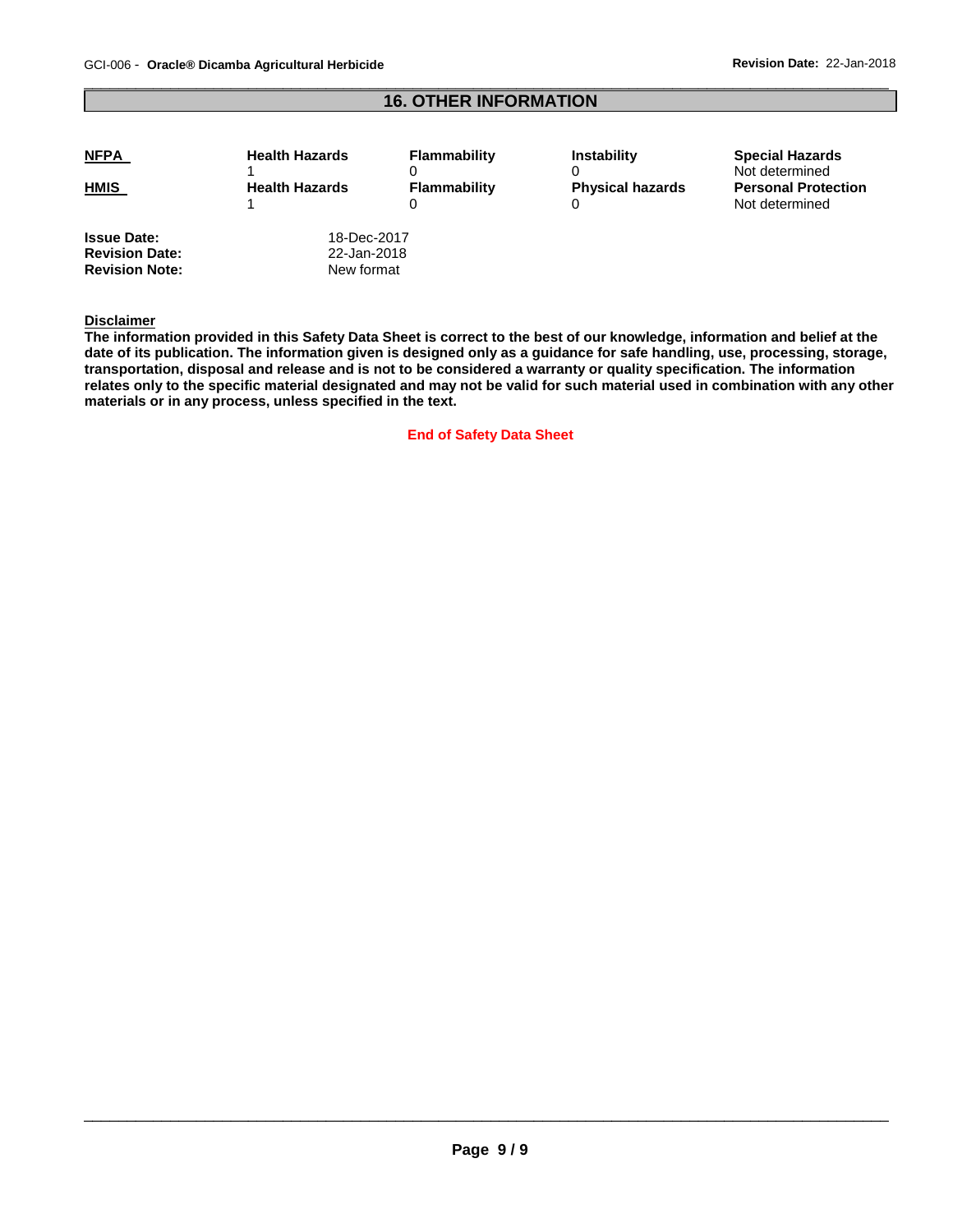## 16. OTHER INFORMATION

| | | | | |
|---|---|---|---|---|
| **NFPA** | **Health Hazards** 1 | **Flammability** 0 | **Instability** 0 | **Special Hazards** Not determined |
| **HMIS** | **Health Hazards** 1 | **Flammability** 0 | **Physical hazards** 0 | **Personal Protection** Not determined |

**Issue Date:** 18-Dec-2017
**Revision Date:** 22-Jan-2018
**Revision Note:** New format

**Disclaimer**

**The information provided in this Safety Data Sheet is correct to the best of our knowledge, information and belief at the date of its publication. The information given is designed only as a guidance for safe handling, use, processing, storage, transportation, disposal and release and is not to be considered a warranty or quality specification. The information relates only to the specific material designated and may not be valid for such material used in combination with any other materials or in any process, unless specified in the text.**

**End of Safety Data Sheet**